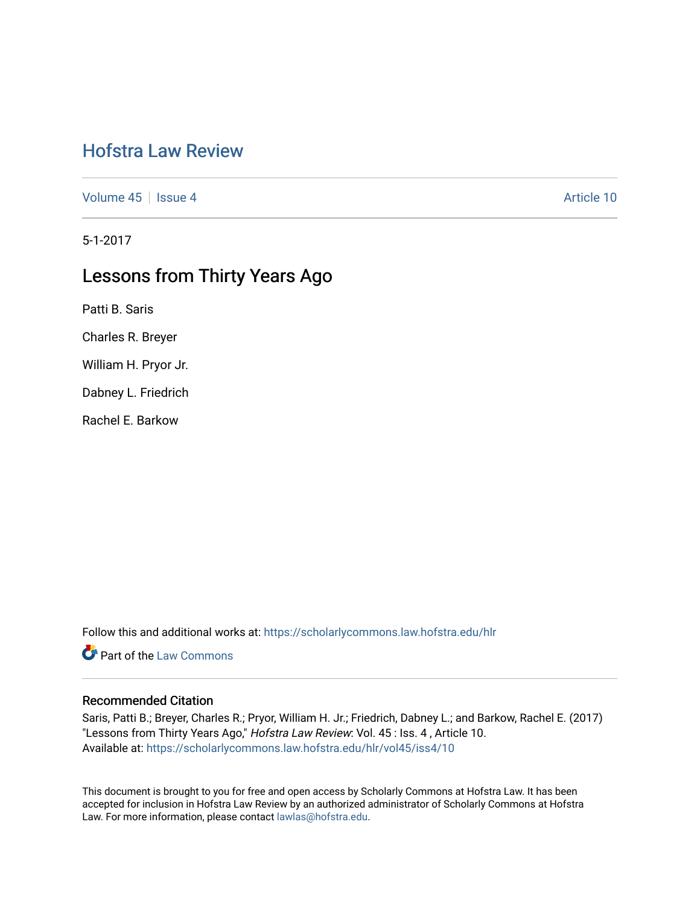# Hofstra Law Review

Volume 45 | Issue 4 Article 10

5-1-2017

## Lessons from Thirty Years Ago

Patti B. Saris

Charles R. Breyer

William H. Pryor Jr.

Dabney L. Friedrich

Rachel E. Barkow

Follow this and additional works at: https://scholarlycommons.law.hofstra.edu/hlr

Part of the Law Commons

### Recommended Citation

Saris, Patti B.; Breyer, Charles R.; Pryor, William H. Jr.; Friedrich, Dabney L.; and Barkow, Rachel E. (2017) "Lessons from Thirty Years Ago," *Hofstra Law Review*: Vol. 45 : Iss. 4 , Article 10.
Available at: https://scholarlycommons.law.hofstra.edu/hlr/vol45/iss4/10

This document is brought to you for free and open access by Scholarly Commons at Hofstra Law. It has been accepted for inclusion in Hofstra Law Review by an authorized administrator of Scholarly Commons at Hofstra Law. For more information, please contact lawlas@hofstra.edu.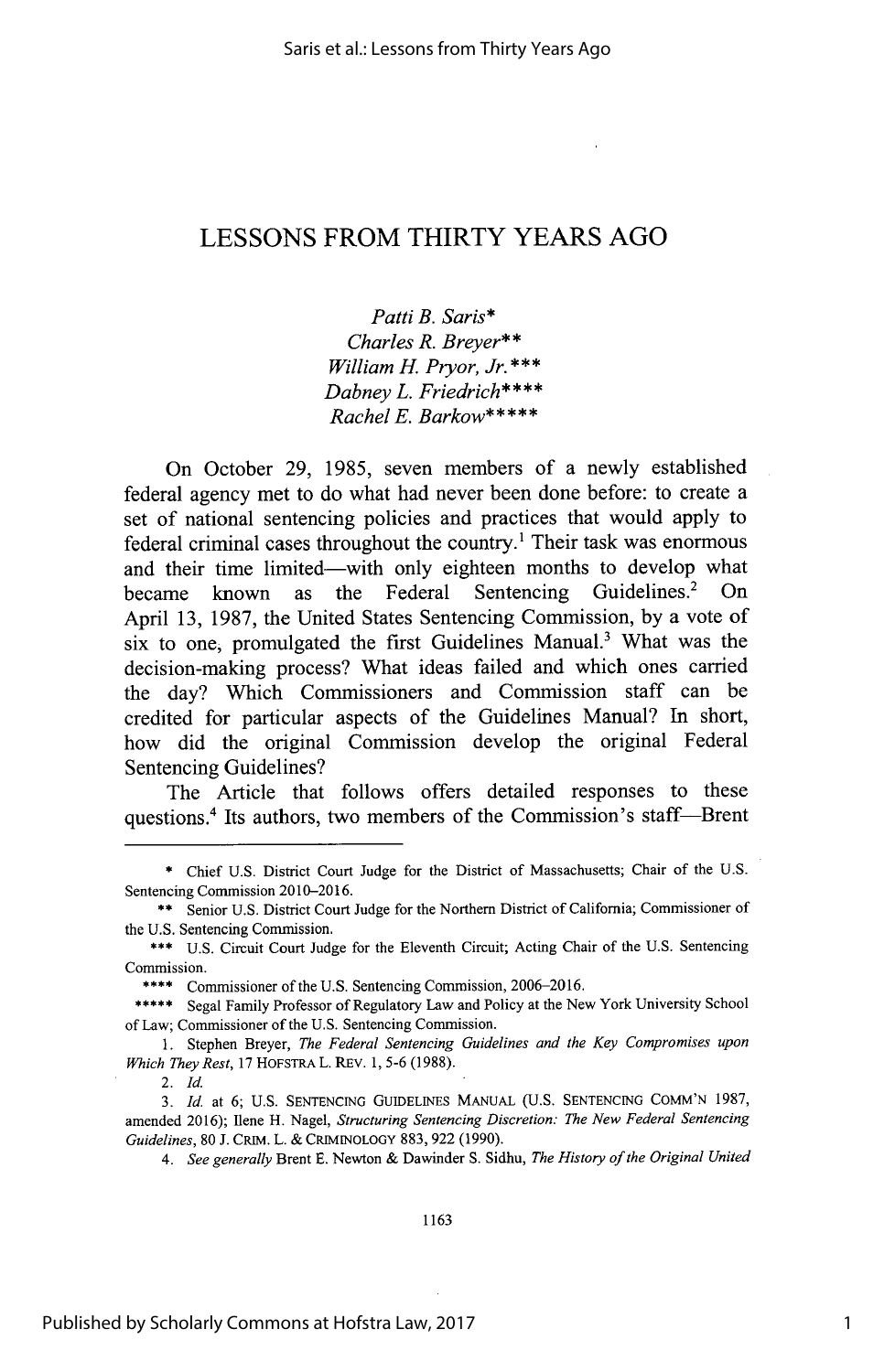# LESSONS FROM THIRTY YEARS AGO

*Patti B. Saris\**
*Charles R. Breyer\*\**
*William H. Pryor, Jr.\*\*\**
*Dabney L. Friedrich\*\*\*\**
*Rachel E. Barkow\*\*\*\*\**

On October 29, 1985, seven members of a newly established federal agency met to do what had never been done before: to create a set of national sentencing policies and practices that would apply to federal criminal cases throughout the country.[1] Their task was enormous and their time limited—with only eighteen months to develop what became known as the Federal Sentencing Guidelines.[2] On April 13, 1987, the United States Sentencing Commission, by a vote of six to one, promulgated the first Guidelines Manual.[3] What was the decision-making process? What ideas failed and which ones carried the day? Which Commissioners and Commission staff can be credited for particular aspects of the Guidelines Manual? In short, how did the original Commission develop the original Federal Sentencing Guidelines?

The Article that follows offers detailed responses to these questions.[4] Its authors, two members of the Commission's staff—Brent

---

\* Chief U.S. District Court Judge for the District of Massachusetts; Chair of the U.S. Sentencing Commission 2010–2016.

\*\* Senior U.S. District Court Judge for the Northern District of California; Commissioner of the U.S. Sentencing Commission.

\*\*\* U.S. Circuit Court Judge for the Eleventh Circuit; Acting Chair of the U.S. Sentencing Commission.

\*\*\*\* Commissioner of the U.S. Sentencing Commission, 2006–2016.

\*\*\*\*\* Segal Family Professor of Regulatory Law and Policy at the New York University School of Law; Commissioner of the U.S. Sentencing Commission.

1. Stephen Breyer, *The Federal Sentencing Guidelines and the Key Compromises upon Which They Rest*, 17 HOFSTRA L. REV. 1, 5-6 (1988).

2. *Id.*

3. *Id.* at 6; U.S. SENTENCING GUIDELINES MANUAL (U.S. SENTENCING COMM'N 1987, amended 2016); Ilene H. Nagel, *Structuring Sentencing Discretion: The New Federal Sentencing Guidelines*, 80 J. CRIM. L. & CRIMINOLOGY 883, 922 (1990).

4. *See generally* Brent E. Newton & Dawinder S. Sidhu, *The History of the Original United*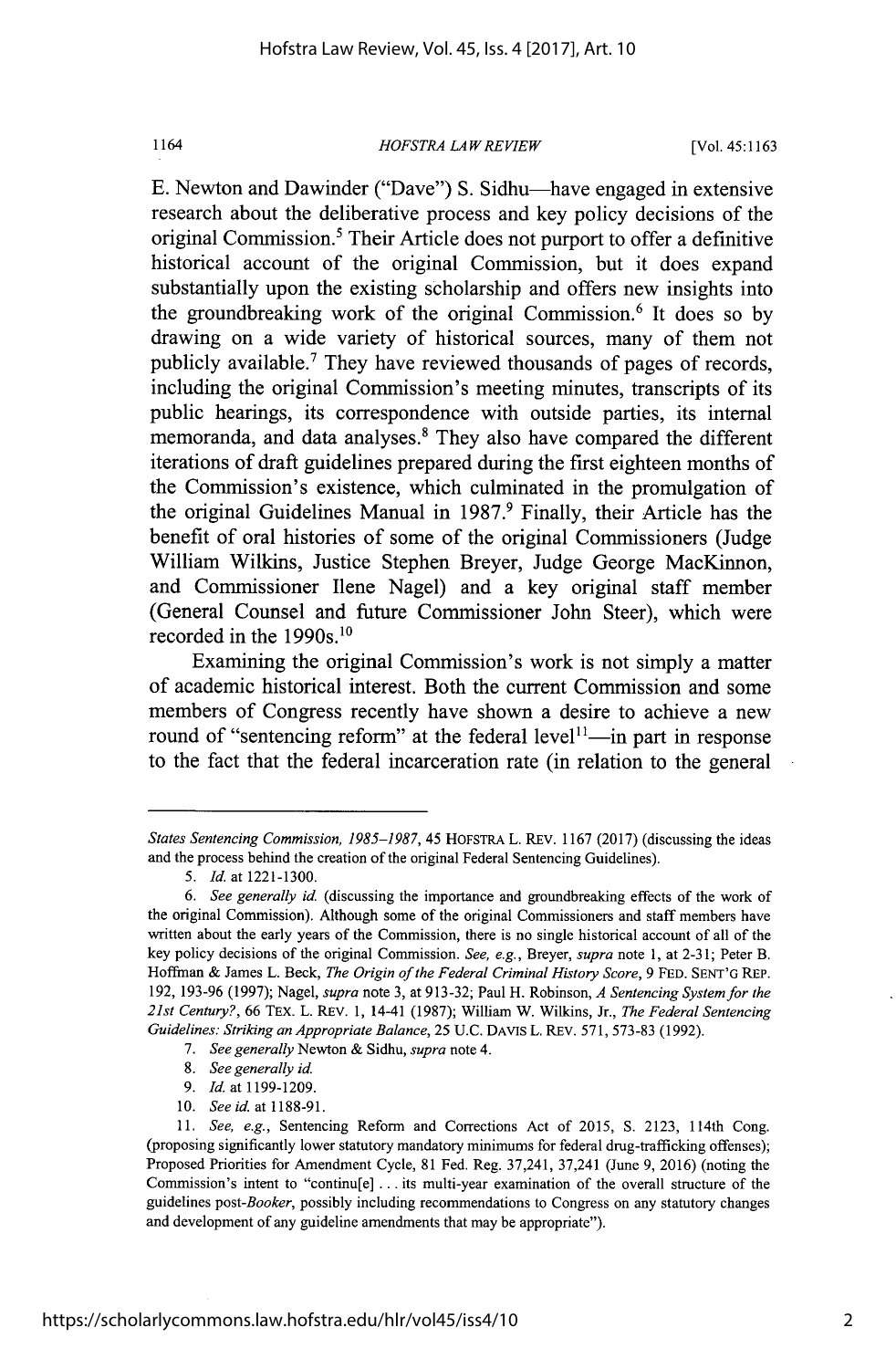E. Newton and Dawinder ("Dave") S. Sidhu—have engaged in extensive research about the deliberative process and key policy decisions of the original Commission.[5] Their Article does not purport to offer a definitive historical account of the original Commission, but it does expand substantially upon the existing scholarship and offers new insights into the groundbreaking work of the original Commission.[6] It does so by drawing on a wide variety of historical sources, many of them not publicly available.[7] They have reviewed thousands of pages of records, including the original Commission's meeting minutes, transcripts of its public hearings, its correspondence with outside parties, its internal memoranda, and data analyses.[8] They also have compared the different iterations of draft guidelines prepared during the first eighteen months of the Commission's existence, which culminated in the promulgation of the original Guidelines Manual in 1987.[9] Finally, their Article has the benefit of oral histories of some of the original Commissioners (Judge William Wilkins, Justice Stephen Breyer, Judge George MacKinnon, and Commissioner Ilene Nagel) and a key original staff member (General Counsel and future Commissioner John Steer), which were recorded in the 1990s.[10]

Examining the original Commission's work is not simply a matter of academic historical interest. Both the current Commission and some members of Congress recently have shown a desire to achieve a new round of "sentencing reform" at the federal level[11]—in part in response to the fact that the federal incarceration rate (in relation to the general

---

*States Sentencing Commission, 1985–1987*, 45 HOFSTRA L. REV. 1167 (2017) (discussing the ideas and the process behind the creation of the original Federal Sentencing Guidelines).

5. *Id.* at 1221-1300.

6. *See generally id.* (discussing the importance and groundbreaking effects of the work of the original Commission). Although some of the original Commissioners and staff members have written about the early years of the Commission, there is no single historical account of all of the key policy decisions of the original Commission. *See, e.g.*, Breyer, *supra* note 1, at 2-31; Peter B. Hoffman & James L. Beck, *The Origin of the Federal Criminal History Score*, 9 FED. SENT'G REP. 192, 193-96 (1997); Nagel, *supra* note 3, at 913-32; Paul H. Robinson, *A Sentencing System for the 21st Century?*, 66 TEX. L. REV. 1, 14-41 (1987); William W. Wilkins, Jr., *The Federal Sentencing Guidelines: Striking an Appropriate Balance*, 25 U.C. DAVIS L. REV. 571, 573-83 (1992).

7. *See generally* Newton & Sidhu, *supra* note 4.

8. *See generally id.*

9. *Id.* at 1199-1209.

10. *See id.* at 1188-91.

11. *See, e.g.*, Sentencing Reform and Corrections Act of 2015, S. 2123, 114th Cong. (proposing significantly lower statutory mandatory minimums for federal drug-trafficking offenses); Proposed Priorities for Amendment Cycle, 81 Fed. Reg. 37,241, 37,241 (June 9, 2016) (noting the Commission's intent to "continu[e] . . . its multi-year examination of the overall structure of the guidelines post-*Booker*, possibly including recommendations to Congress on any statutory changes and development of any guideline amendments that may be appropriate").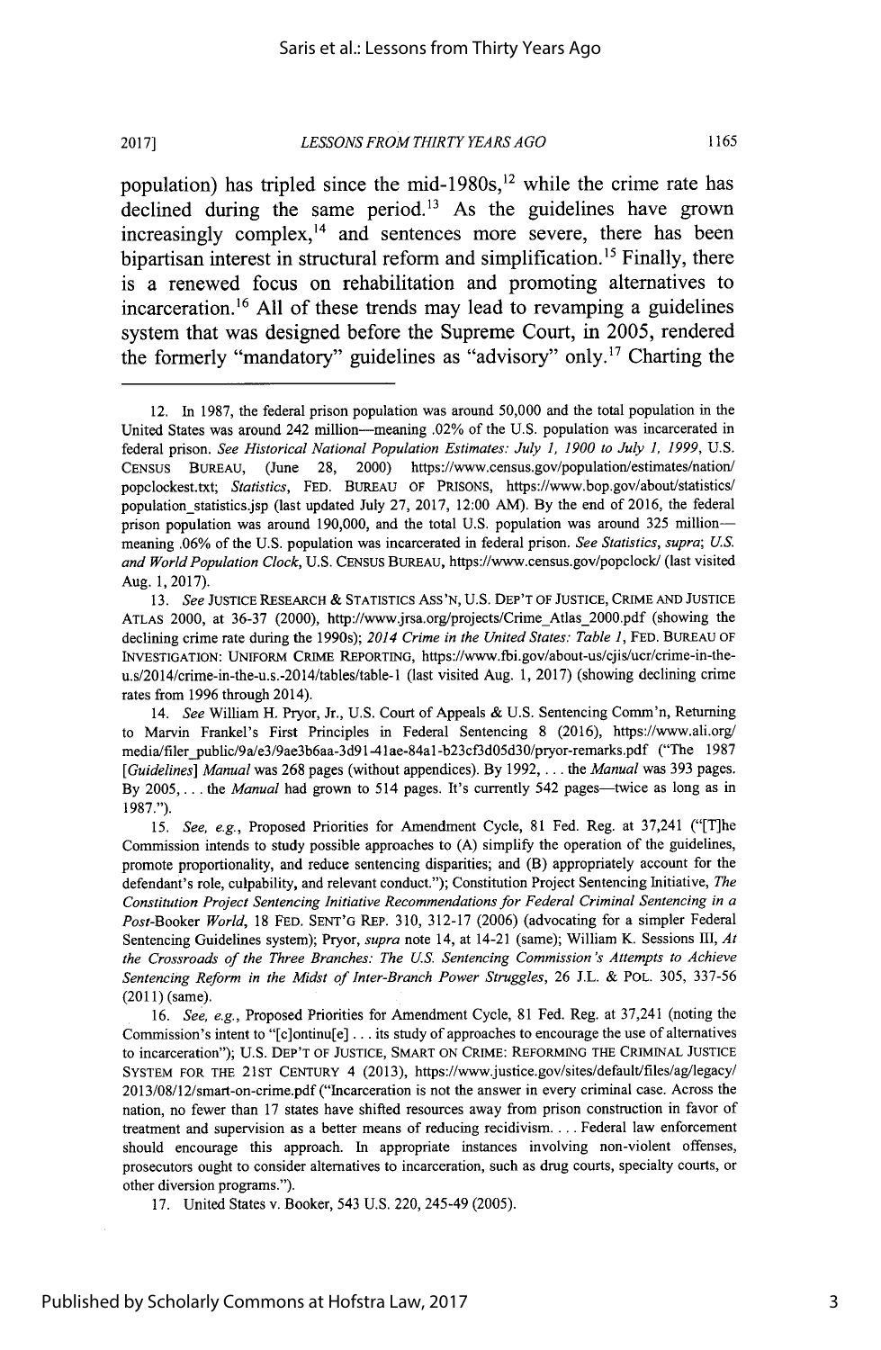population) has tripled since the mid-1980s,[12] while the crime rate has declined during the same period.[13] As the guidelines have grown increasingly complex,[14] and sentences more severe, there has been bipartisan interest in structural reform and simplification.[15] Finally, there is a renewed focus on rehabilitation and promoting alternatives to incarceration.[16] All of these trends may lead to revamping a guidelines system that was designed before the Supreme Court, in 2005, rendered the formerly "mandatory" guidelines as "advisory" only.[17] Charting the

---

12. In 1987, the federal prison population was around 50,000 and the total population in the United States was around 242 million—meaning .02% of the U.S. population was incarcerated in federal prison. *See Historical National Population Estimates: July 1, 1900 to July 1, 1999*, U.S. CENSUS BUREAU, (June 28, 2000) https://www.census.gov/population/estimates/nation/popclockest.txt; *Statistics*, FED. BUREAU OF PRISONS, https://www.bop.gov/about/statistics/population_statistics.jsp (last updated July 27, 2017, 12:00 AM). By the end of 2016, the federal prison population was around 190,000, and the total U.S. population was around 325 million—meaning .06% of the U.S. population was incarcerated in federal prison. *See Statistics*, *supra*; *U.S. and World Population Clock*, U.S. CENSUS BUREAU, https://www.census.gov/popclock/ (last visited Aug. 1, 2017).

13. *See* JUSTICE RESEARCH & STATISTICS ASS'N, U.S. DEP'T OF JUSTICE, CRIME AND JUSTICE ATLAS 2000, at 36-37 (2000), http://www.jrsa.org/projects/Crime_Atlas_2000.pdf (showing the declining crime rate during the 1990s); *2014 Crime in the United States: Table 1*, FED. BUREAU OF INVESTIGATION: UNIFORM CRIME REPORTING, https://www.fbi.gov/about-us/cjis/ucr/crime-in-the-u.s/2014/crime-in-the-u.s.-2014/tables/table-1 (last visited Aug. 1, 2017) (showing declining crime rates from 1996 through 2014).

14. *See* William H. Pryor, Jr., U.S. Court of Appeals & U.S. Sentencing Comm'n, Returning to Marvin Frankel's First Principles in Federal Sentencing 8 (2016), https://www.ali.org/media/filer_public/9a/e3/9ae3b6aa-3d91-41ae-84a1-b23cf3d05d30/pryor-remarks.pdf ("The 1987 [*Guidelines*] *Manual* was 268 pages (without appendices). By 1992, . . . the *Manual* was 393 pages. By 2005, . . . the *Manual* had grown to 514 pages. It's currently 542 pages—twice as long as in 1987.").

15. *See, e.g.*, Proposed Priorities for Amendment Cycle, 81 Fed. Reg. at 37,241 ("[T]he Commission intends to study possible approaches to (A) simplify the operation of the guidelines, promote proportionality, and reduce sentencing disparities; and (B) appropriately account for the defendant's role, culpability, and relevant conduct."); Constitution Project Sentencing Initiative, *The Constitution Project Sentencing Initiative Recommendations for Federal Criminal Sentencing in a Post-*Booker *World*, 18 FED. SENT'G REP. 310, 312-17 (2006) (advocating for a simpler Federal Sentencing Guidelines system); Pryor, *supra* note 14, at 14-21 (same); William K. Sessions III, *At the Crossroads of the Three Branches: The U.S. Sentencing Commission's Attempts to Achieve Sentencing Reform in the Midst of Inter-Branch Power Struggles*, 26 J.L. & POL. 305, 337-56 (2011) (same).

16. *See, e.g.*, Proposed Priorities for Amendment Cycle, 81 Fed. Reg. at 37,241 (noting the Commission's intent to "[c]ontinu[e] . . . its study of approaches to encourage the use of alternatives to incarceration"); U.S. DEP'T OF JUSTICE, SMART ON CRIME: REFORMING THE CRIMINAL JUSTICE SYSTEM FOR THE 21ST CENTURY 4 (2013), https://www.justice.gov/sites/default/files/ag/legacy/2013/08/12/smart-on-crime.pdf ("Incarceration is not the answer in every criminal case. Across the nation, no fewer than 17 states have shifted resources away from prison construction in favor of treatment and supervision as a better means of reducing recidivism. . . . Federal law enforcement should encourage this approach. In appropriate instances involving non-violent offenses, prosecutors ought to consider alternatives to incarceration, such as drug courts, specialty courts, or other diversion programs.").

17. United States v. Booker, 543 U.S. 220, 245-49 (2005).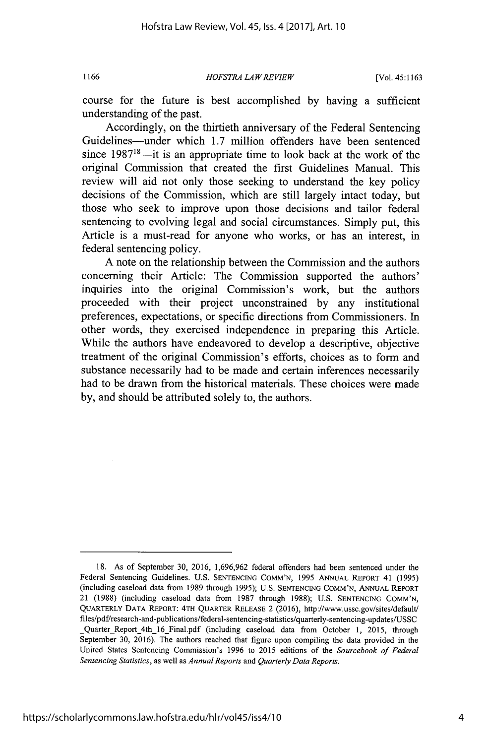course for the future is best accomplished by having a sufficient understanding of the past.

Accordingly, on the thirtieth anniversary of the Federal Sentencing Guidelines—under which 1.7 million offenders have been sentenced since 1987[18]—it is an appropriate time to look back at the work of the original Commission that created the first Guidelines Manual. This review will aid not only those seeking to understand the key policy decisions of the Commission, which are still largely intact today, but those who seek to improve upon those decisions and tailor federal sentencing to evolving legal and social circumstances. Simply put, this Article is a must-read for anyone who works, or has an interest, in federal sentencing policy.

A note on the relationship between the Commission and the authors concerning their Article: The Commission supported the authors' inquiries into the original Commission's work, but the authors proceeded with their project unconstrained by any institutional preferences, expectations, or specific directions from Commissioners. In other words, they exercised independence in preparing this Article. While the authors have endeavored to develop a descriptive, objective treatment of the original Commission's efforts, choices as to form and substance necessarily had to be made and certain inferences necessarily had to be drawn from the historical materials. These choices were made by, and should be attributed solely to, the authors.

---

18. As of September 30, 2016, 1,696,962 federal offenders had been sentenced under the Federal Sentencing Guidelines. U.S. SENTENCING COMM'N, 1995 ANNUAL REPORT 41 (1995) (including caseload data from 1989 through 1995); U.S. SENTENCING COMM'N, ANNUAL REPORT 21 (1988) (including caseload data from 1987 through 1988); U.S. SENTENCING COMM'N, QUARTERLY DATA REPORT: 4TH QUARTER RELEASE 2 (2016), http://www.ussc.gov/sites/default/files/pdf/research-and-publications/federal-sentencing-statistics/quarterly-sentencing-updates/USSC_Quarter_Report_4th_16_Final.pdf (including caseload data from October 1, 2015, through September 30, 2016). The authors reached that figure upon compiling the data provided in the United States Sentencing Commission's 1996 to 2015 editions of the *Sourcebook of Federal Sentencing Statistics*, as well as *Annual Reports* and *Quarterly Data Reports*.